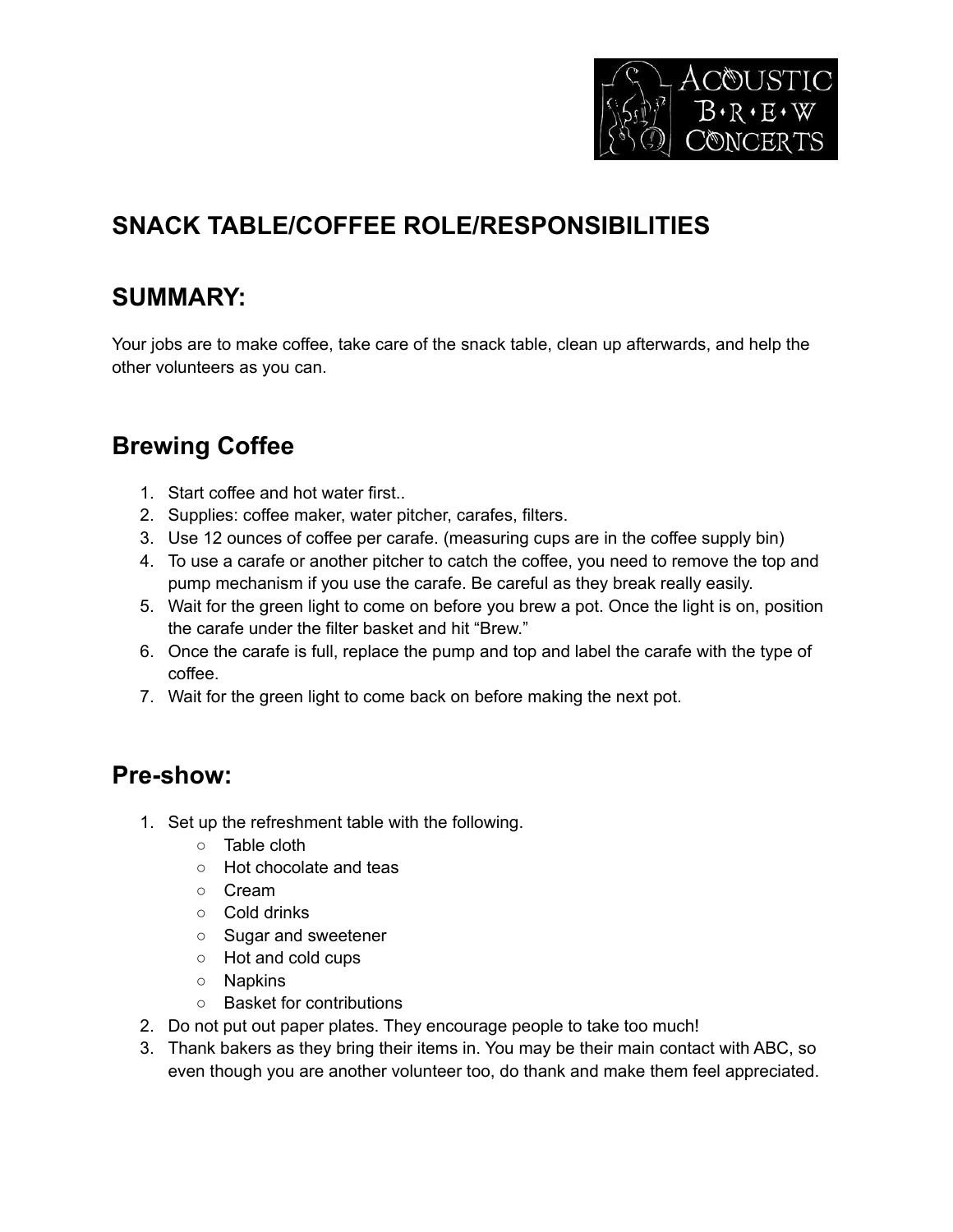# SNACK TABLE/COFFEE ROLE/RESPONSIBILITIES

## SUMMARY:

Your jobs are to make coffee, take care of the snack table, clean up afterwards, and help the other volunteers as you can.

## Brewing Coffee

1. Start coffee and hot water first..
2. Supplies: coffee maker, water pitcher, carafes, filters.
3. Use 12 ounces of coffee per carafe. (measuring cups are in the coffee supply bin)
4. To use a carafe or another pitcher to catch the coffee, you need to remove the top and pump mechanism if you use the carafe. Be careful as they break really easily.
5. Wait for the green light to come on before you brew a pot. Once the light is on, position the carafe under the filter basket and hit "Brew."
6. Once the carafe is full, replace the pump and top and label the carafe with the type of coffee.
7. Wait for the green light to come back on before making the next pot.

## Pre-show:

1. Set up the refreshment table with the following.
   - Table cloth
   - Hot chocolate and teas
   - Cream
   - Cold drinks
   - Sugar and sweetener
   - Hot and cold cups
   - Napkins
   - Basket for contributions
2. Do not put out paper plates. They encourage people to take too much!
3. Thank bakers as they bring their items in. You may be their main contact with ABC, so even though you are another volunteer too, do thank and make them feel appreciated.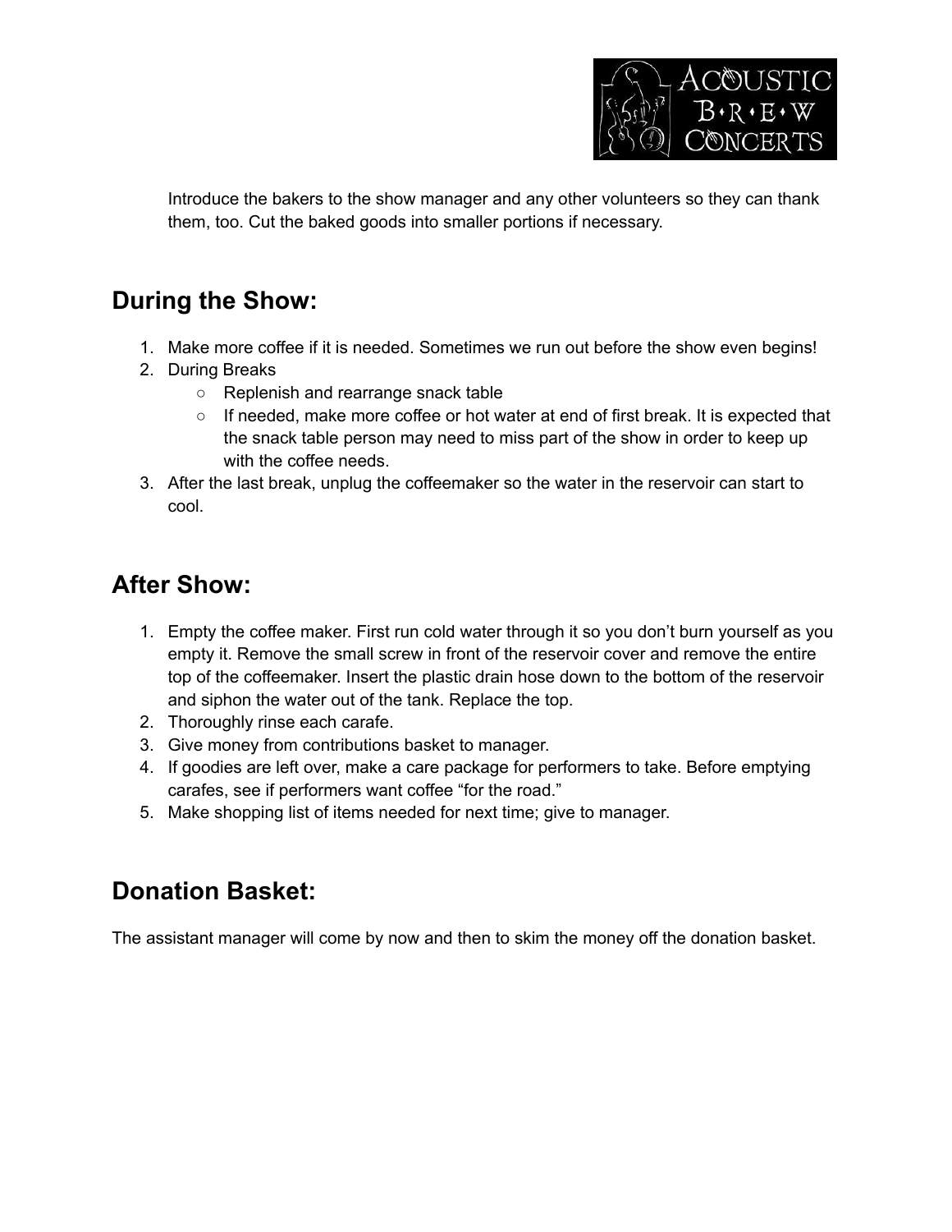Introduce the bakers to the show manager and any other volunteers so they can thank them, too. Cut the baked goods into smaller portions if necessary.

## During the Show:

1. Make more coffee if it is needed. Sometimes we run out before the show even begins!
2. During Breaks
   - Replenish and rearrange snack table
   - If needed, make more coffee or hot water at end of first break. It is expected that the snack table person may need to miss part of the show in order to keep up with the coffee needs.
3. After the last break, unplug the coffeemaker so the water in the reservoir can start to cool.

## After Show:

1. Empty the coffee maker. First run cold water through it so you don't burn yourself as you empty it. Remove the small screw in front of the reservoir cover and remove the entire top of the coffeemaker. Insert the plastic drain hose down to the bottom of the reservoir and siphon the water out of the tank. Replace the top.
2. Thoroughly rinse each carafe.
3. Give money from contributions basket to manager.
4. If goodies are left over, make a care package for performers to take. Before emptying carafes, see if performers want coffee "for the road."
5. Make shopping list of items needed for next time; give to manager.

## Donation Basket:

The assistant manager will come by now and then to skim the money off the donation basket.